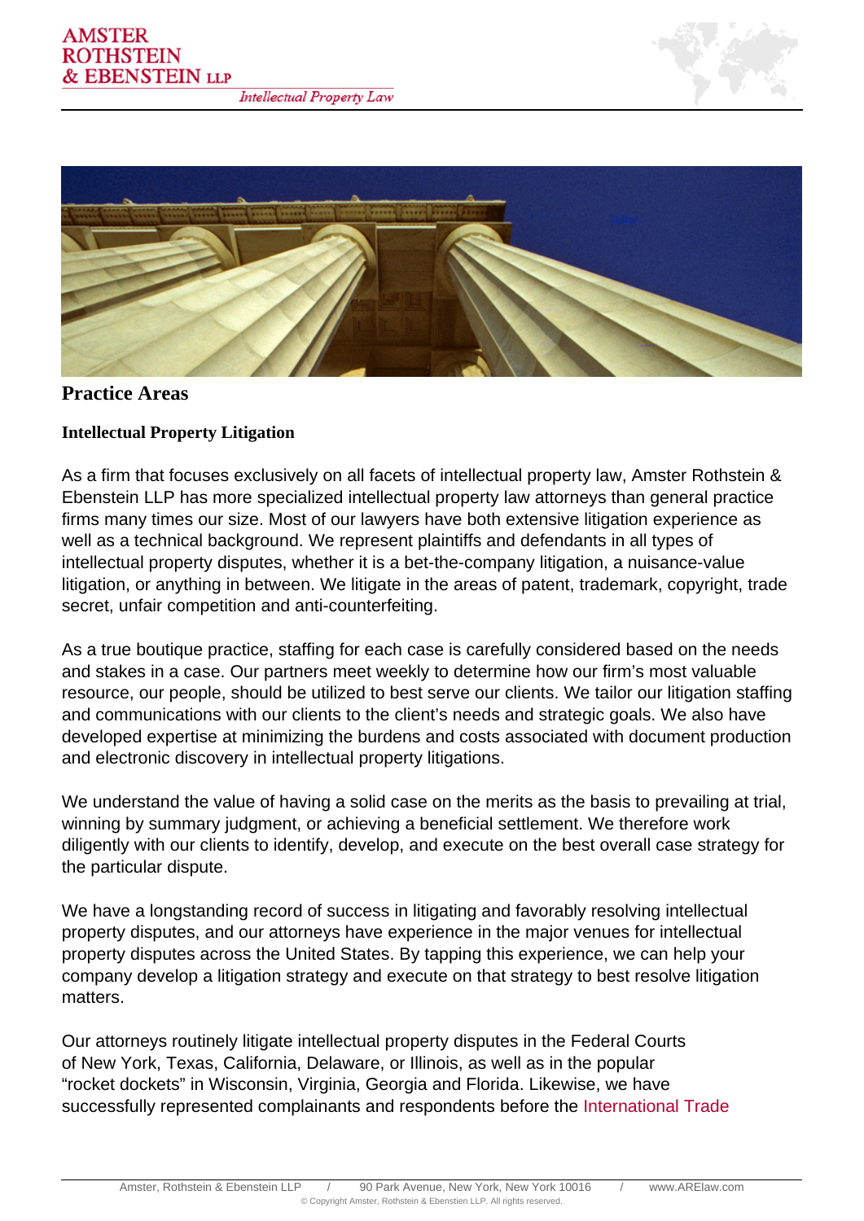# Practice Areas

## Intellectual Property Litigation

As a firm that focuses exclusively on all facets of intellectual property law, Amster Rothstein & Ebenstein LLP has more specialized intellectual property law attorneys than general practice firms many times our size. Most of our lawyers have both extensive litigation experience as well as a technical background. We represent plaintiffs and defendants in all types of intellectual property disputes, whether it is a bet-the-company litigation, a nuisance-value litigation, or anything in between. We litigate in the areas of patent, trademark, copyright, trade secret, unfair competition and anti-counterfeiting.

As a true boutique practice, staffing for each case is carefully considered based on the needs and stakes in a case. Our partners meet weekly to determine how our firm's most valuable resource, our people, should be utilized to best serve our clients. We tailor our litigation staffing and communications with our clients to the client's needs and strategic goals. We also have developed expertise at minimizing the burdens and costs associated with document production and electronic discovery in intellectual property litigations.

We understand the value of having a solid case on the merits as the basis to prevailing at trial, winning by summary judgment, or achieving a beneficial settlement. We therefore work diligently with our clients to identify, develop, and execute on the best overall case strategy for the particular dispute.

We have a longstanding record of success in litigating and favorably resolving intellectual property disputes, and our attorneys have experience in the major venues for intellectual property disputes across the United States. By tapping this experience, we can help your company develop a litigation strategy and execute on that strategy to best resolve litigation matters.

Our attorneys routinely litigate intellectual property disputes in the Federal Courts of New York, Texas, California, Delaware, or Illinois, as well as in the popular "rocket dockets" in Wisconsin, Virginia, Georgia and Florida. Likewise, we have successfully represented complainants and respondents before the International Trade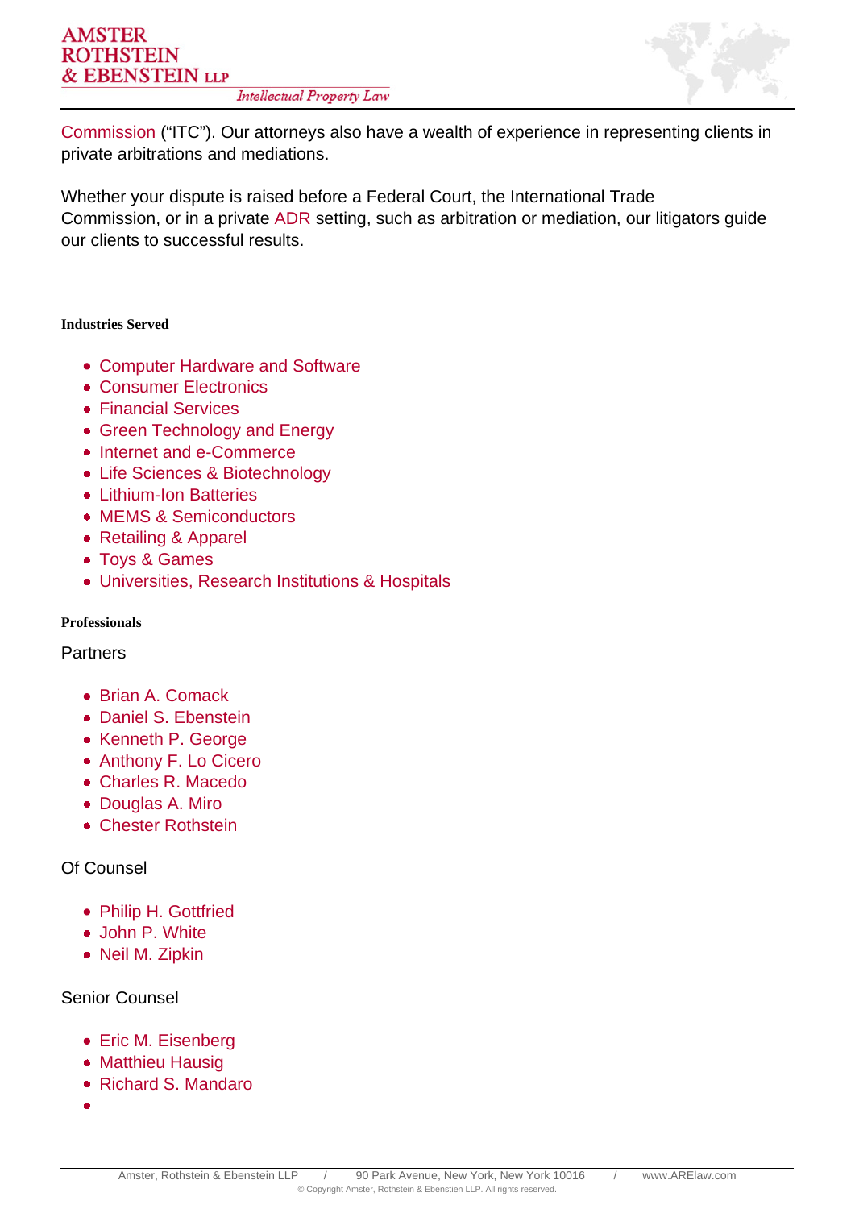Commission ("ITC"). Our attorneys also have a wealth of experience in representing clients in private arbitrations and mediations.

Whether your dispute is raised before a Federal Court, the International Trade Commission, or in a private ADR setting, such as arbitration or mediation, our litigators guide our clients to successful results.

**Industries Served**

- Computer Hardware and Software
- Consumer Electronics
- Financial Services
- Green Technology and Energy
- Internet and e-Commerce
- Life Sciences & Biotechnology
- Lithium-Ion Batteries
- MEMS & Semiconductors
- Retailing & Apparel
- Toys & Games
- Universities, Research Institutions & Hospitals

**Professionals**

Partners

- Brian A. Comack
- Daniel S. Ebenstein
- Kenneth P. George
- Anthony F. Lo Cicero
- Charles R. Macedo
- Douglas A. Miro
- Chester Rothstein

Of Counsel

- Philip H. Gottfried
- John P. White
- Neil M. Zipkin

Senior Counsel

- Eric M. Eisenberg
- Matthieu Hausig
- Richard S. Mandaro
-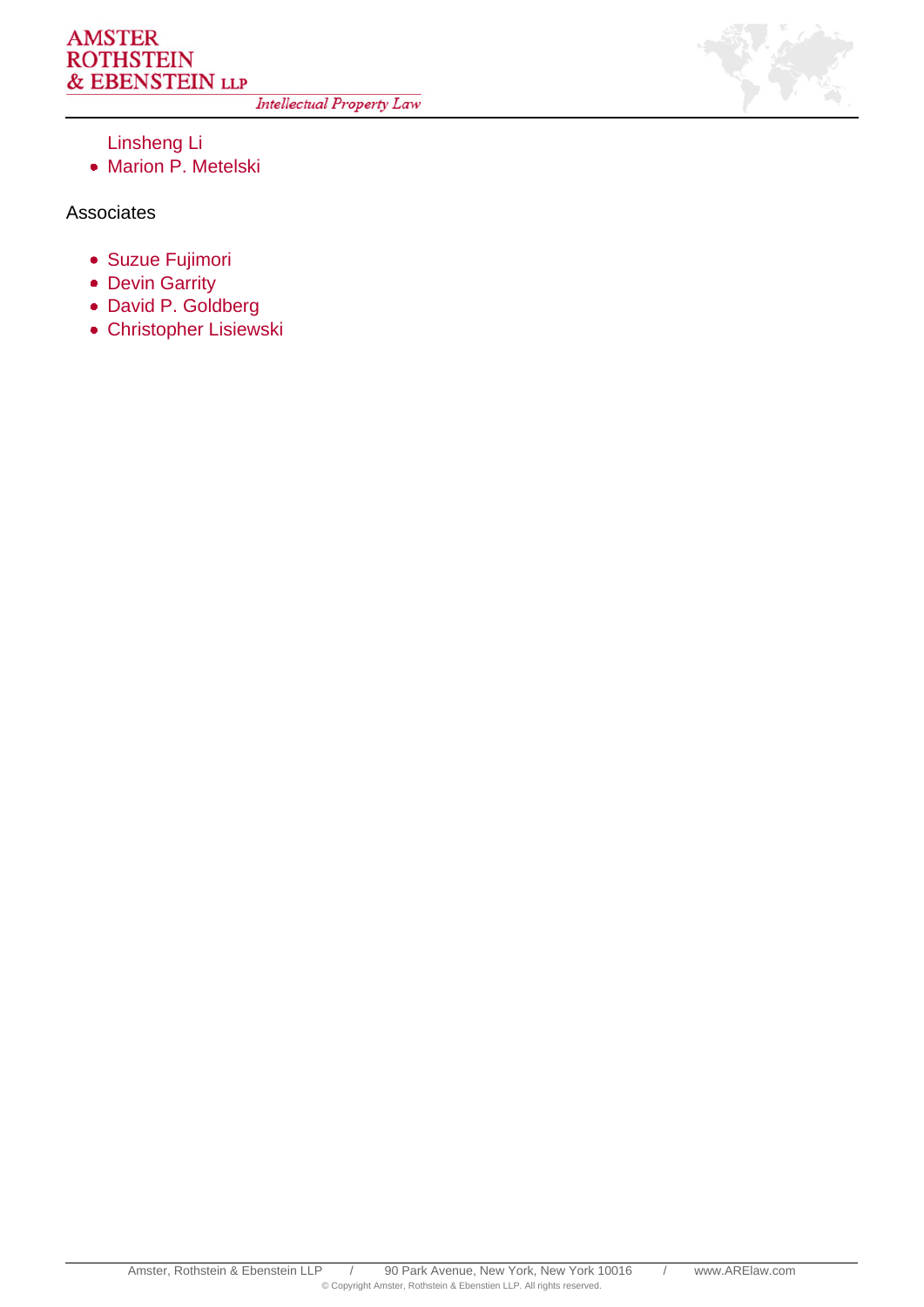- Linsheng Li
- Marion P. Metelski

Associates

- Suzue Fujimori
- Devin Garrity
- David P. Goldberg
- Christopher Lisiewski